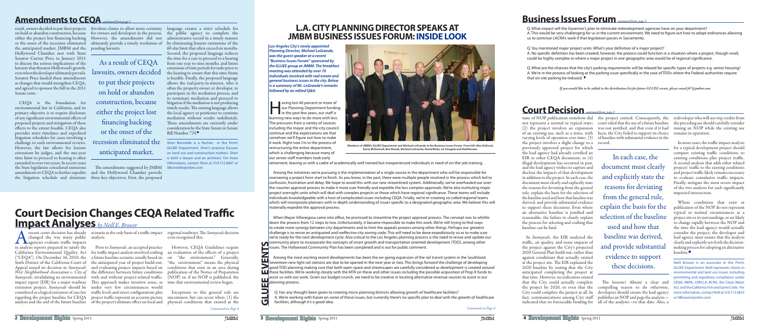## Amendments to CEQA *continued from page 1*

result, owners decided to put their projects on hold or abandon construction, because either the project lost financing backing or the onset of the recession eliminated the anticipated market. JMBM and the Hollywood Chamber met with State Senator Curren Price in January 2011 to discuss the serious implications of the lawsuits that threaten Hollywood's growth, even when the developer ultimately prevails. Senator Price lauded these amendments as changes that would strengthen CEQA, and agreed to sponsor the bill in the 2011 Senate term.

CEQA is the foundation for environmental law in California, and its primary objective is to require disclosure of any significant environmental effects of proposed projects and mitigation of these effects to the extent feasible. CEQA also provides strict timelines and expedited litigation schedules for cases involving a challenge to such environmental reviews. However, the law allows for lenient extensions by judges, and the one-year time limit to proceed to hearing is often extended to over two years. In recent years the State legislature considered numerous amendments to CEQA to further expedite the litigation schedule and eliminate frivolous claims to allow more certainty for owners and developers in the process. However, the amendments did not ultimately provide a timely resolution of pending lawsuits.

> As a result of CEQA lawsuits, owners decided to put their projects on hold or abandon construction, because either the project lost financing backing or the onset of the recession eliminated the anticipated market.

The amendments suggested by JMBM and the Hollywood Chamber provide three key objectives. First, the proposed language creates a strict schedule for the public agency to complete the administrative record in a timely manner by eliminating lenient extensions of the 60-day limit that often exceed six months. Second, the proposed language reduces the time for a case to proceed to a hearing from one year to nine months, and limits extensions of time periods for tasks prior to the hearing to ensure that this time frame is feasible. Finally, the proposed language allows the real-party-in-interest, who is often the property owner or developer, to participate in the mediation process, and to terminate mediation and proceed to litigation if the mediation is not producing timely results. The existing language allows the local agency or petitioner to continue mediation without results indefinitely. These amendments are currently under consideration by the State Senate in Senate Bill Number 735.

Sheri Bonstelle is a Partner in the Firm's GLUEE Department. Sheri's practice focuses on land use and construction matters. Sheri is both a lawyer and an architect. For more information, contact Sheri at 310.712.6847 or SBonstelle@jmbm.com

## Court Decision Changes CEQA Related Traffic Impact Analyses *by Neill E. Brower*

A recent court decision has already changed the way many public agencies evaluate traffic impacts in analysis reports prepared to satisfy the California Environmental Quality Act ("CEQA"). On December 16, 2010, the Sixth District of the California Court of Appeal issued its decision in *Sunnyvale West Neighborhood Association v. City of Sunnyvale*, invalidating an environmental impact report (EIR) for a major roadway extension project. *Sunnyvale* should be considered as a logical extension of case law regarding the proper baseline for CEQA analysis and the end of the future baseline scenario as the only basis of a traffic impact analysis.

Prior to *Sunnyvale*, an accepted practice for traffic impact analysis involved crafting a future baseline scenario, usually based on the anticipated year of project build-out, and evaluating project impacts based on the difference between future conditions with and without project-related traffic. This approach makes intuitive sense, as under very few circumstances would traffic levels and street configurations plus project traffic represent an accurate picture of the project's ultimate effect on local and regional roadways. The *Sunnyvale* decision even recognized this.

However, CEQA Guidelines require an evaluation of the effects of a project on "the environment." Generally, "the environment" means the physical conditions that exist in an area during publication of the Notice of Preparation (NOP) or, if no NOP is published, the time that environmental review began.

Exceptions to this general rule are uncommon, but can occur when: (1) the physical conditions that existed at the

*Continued on Page 4*

## L.A. CITY PLANNING DIRECTOR SPEAKS AT JMBM BUSINESS ISSUES FORUM: INSIDE LOOK

*Los Angeles City's newly appointed Planning Director, Michael LoGrande, was the guest speaker at a recent "Business Issues Forum" sponsored by the GLUEE group at JMBM. The breakfast meeting was attended by over 70 individuals involved with real estate and general business issues in the city. Below is a summary of Mr. LoGrande's remarks followed by an edited Q&A:*

Members of JMBM's GLUEE Department and Michael LoGrande at the Business Issues Forum. From left: Alex DeGood, Kevin McDonnell, Ben Reznik, Michael LoGrande, David Waite, Liz Smagala and Neill Brower.

Having lost 40 percent or more of our Planning Department funding in the past few years, our staff is learning new ways to do more with less. The pressures from a variety of sources including the mayor and the city council continue and the expectations are that somehow we'll figure out how to make it work. Right now I'm in the process of restructuring the entire department, which is challenging because many of our senior staff members took early retirement, leaving us with a cadre of academically well trained but inexperienced individuals in need of on-the-job training.

Among the initiatives we're pursuing is the implementation of a single source in the department who will be responsible for overseeing a project from start to finish. As you know, in the past, there were multiple people involved in the process which led to confusion, frustration and delay. We hope to avoid this with our new streamlined system. Additionally, we've overhauled our over-the-counter approval process to make it more user friendly and expedite the less complex approvals. We're also instituting major project oversight units which will deal with complex projects or those which have regional significance. These teams will include individuals knowledgeable with a host of complicated issues including CEQA. Finally, we're re-creating so-called regional teams which will incorporate planners with in-depth understanding of issues specific to a designated geographic area. We believe this will materially expedite the approval process.

When Mayor Villaraigosa came into office, he promised to streamline the project approval process. The concept was to whittle down the process from 12 steps to two. Unfortunately, it became impossible to make this work. We're still trying to find ways to create more synergy between city departments and to limit the appeals process among other things. Perhaps our greatest challenge is to revise an antiquated and ineffective city zoning code. This will need to be done expeditiously so as to make sure we're ready for the next development cycle. Also critical to the Los Angeles planning process is the need to revise and update our community plans to incorporate the concepts of smart growth and transportation oriented development (TOD), among other issues. The Hollywood Community Plan has been completed and is out for public comment.

Among the most exciting recent developments has been the on-going expansion of the rail transit system in the Southland. Seventeen new light rail stations are due to be opened in the next year or two. This brings forward the challenge of developing good TOD planning making sure that both open space and streetscapes are carefully considered as development is created around these facilities. We're working closely with the MTA on these and other issues including the possible acquisition of Prop R funds to assist us with our work. Given our budget crunch, we need to be creative in locating alternative revenue sources to assist in our planning process.

Q. Has any thought been given to creating micro planning districts allowing growth of healthcare facilities?
A. We're working with Kaiser on some of these issues, but currently there's no specific plan to deal with the growth of healthcare facilities, although it's a good idea.

*Continued on Page 4*

## Business Issues Forum *continued from page 3*

Q. What impact will the Governor's plan to eliminate redevelopment agencies have on your department?
A. This would be very challenging for us in the current environment. We need to figure out how to adopt ordinances allowing us to continue LACRA's work if that legislation passes in Sacramento.

Q. You mentioned major project units. What's your definition of a major project?
A. No specific definition has been created; however, the process could function in a situation where a project, though small, could be highly complex or where a major project in one geographic area would be of regional significance.

Q. What are the chances that the city's parking requirements will be relaxed for specific types of projects e.g. senior housing?
A. We're in the process of looking at the parking issue specifically in the case of TODs where the Federal authorities require that on-site parking be reduced.

*If you would like to be added to the distribution list for future GLUEE events, please email jb7@jmbm.com*

## Court Decision *continued from page 2*

time of NOP publication somehow did not represent a normal or typical state; (2) the project involves an expansion of an existing use, such as a mine, with varying levels of operation over time; (3) the project involves a slight change to a previously approved project for which the lead agency had already certified an EIR or other CEQA document; or (4) illegal development has occurred in past, and the lead agency wishes to capture and disclose the impacts of that development in addition to the project. In each case, the document must clearly and explicitly state the reasons for deviating from the general rule, explain the basis for the selection of the baseline used and how that baseline was derived, and provide substantial evidence to support these decisions. Even where an alternative baseline is justified and reasonable, the failure to clearly explain the process for selecting and crafting that baseline can be fatal.

> In each case, the document must clearly and explicitly state the reasons for deviating from the general rule, explain the basis for the selection of the baseline used and how that baseline was derived, and provide substantial evidence to support these decisions.

In *Sunnyvale*, the EIR analyzed the traffic, air quality, and noise impacts of the project against the City's projected 2020 General Plan build-out, rather than against conditions that actually existed at the project site. The EIR explained the 2020 baseline by stating that the City anticipated completing the project at that time. However, no indication existed that the City could actually complete the project by 2020, or even that the City could complete the project at all. In fact, communications among City staff indicated that no foreseeable funding for the project existed. Consequently, the court ruled that the use of a future baseline was not justified, and that even if it had been, the City failed to support its choice of baseline with substantial evidence in the record.

The lessons? Absent a clear and compelling reason to do otherwise, developers should ensure the lead agency publishes an NOP and pegs the analysis—all of the analysis—to that date. Also, a redeveloper who will use trip credits from the preceding use should carefully consider issuing an NOP while the existing use remains in operation.

In most cases, the traffic impact analysis for a typical development project should compare existing traffic conditions to existing conditions plus project traffic. A second analysis that adds other related projects' traffic to the existing conditions and project traffic likely remains necessary to evaluate cumulative traffic impacts. Finally, mitigate the most severe impact of the two analyses for each significantly impacted intersection.

Where conditions that exist at publication of the NOP do not represent typical or normal circumstances at a project site or its surroundings, or are likely to change rapidly between the NOP and the time the lead agency would actually consider the project, the developer and lead agency must ensure that the analysis clearly and explicitly sets forth the decision-making process for adopting an alternative baseline.

Neill Brower is an associate in the Firm's GLUEE Department. Neill represents clients in environmental and land use issues, including permitting and regulatory compliance under CEQA, NEPA, CERCLA, RCRA, the Clean Water Act, and the California Fish and Game Code. For more information, contact Neill at 310.712.6833 or NBrower@jmbm.com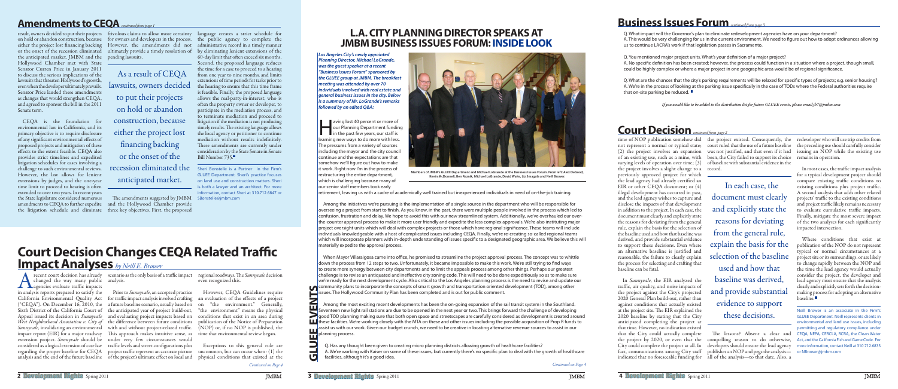## Amendments to CEQA *continued from page 1*

result, owners decided to put their projects on hold or abandon construction, because either the project lost financing backing or the onset of the recession eliminated the anticipated market. JMBM and the Hollywood Chamber met with State Senator Curren Price in January 2011 to discuss the serious implications of the lawsuits that threaten Hollywood's growth, even when the developer ultimately prevails. Senator Price lauded these amendments as changes that would strengthen CEQA, and agreed to sponsor the bill in the 2011 Senate term.

CEQA is the foundation for environmental law in California, and its primary objective is to require disclosure of any significant environmental effects of proposed projects and mitigation of these effects to the extent feasible. CEQA also provides strict timelines and expedited litigation schedules for cases involving a challenge to such environmental reviews. However, the law allows for lenient extensions by judges, and the one-year time limit to proceed to hearing is often extended to over two years. In recent years the State legislature considered numerous amendments to CEQA to further expedite the litigation schedule and eliminate frivolous claims to allow more certainty for owners and developers in the process. However, the amendments did not ultimately provide a timely resolution of pending lawsuits.

> As a result of CEQA lawsuits, owners decided to put their projects on hold or abandon construction, because either the project lost financing backing or the onset of the recession eliminated the anticipated market.

The amendments suggested by JMBM and the Hollywood Chamber provide three key objectives. First, the proposed language creates a strict schedule for the public agency to complete the administrative record in a timely manner by eliminating lenient extensions of the 60-day limit that often exceed six months. Second, the proposed language reduces the time for a case to proceed to a hearing from one year to nine months, and limits extensions of time periods for tasks prior to the hearing to ensure that this time frame is feasible. Finally, the proposed language allows the real-party-in-interest, who is often the property owner or developer, to participate in the mediation process, and to terminate mediation and proceed to litigation if the mediation is not producing timely results. The existing language allows the local agency or petitioner to continue mediation without results indefinitely. These amendments are currently under consideration by the State Senate in Senate Bill Number 735.■

Sheri Bonstelle is a Partner in the Firm's GLUEE Department. Sheri's practice focuses on land use and construction matters. Sheri is both a lawyer and an architect. For more information, contact Sheri at 310.712.6847 or SBonstelle@jmbm.com

# Court Decision Changes CEQA Related Traffic Impact Analyses *by Neill E. Brower*

A recent court decision has already changed the way many public agencies evaluate traffic impacts in analysis reports prepared to satisfy the California Environmental Quality Act ("CEQA"). On December 16, 2010, the Sixth District of the California Court of Appeal issued its decision in *Sunnyvale West Neighborhood Association v. City of Sunnyvale*, invalidating an environmental impact report (EIR) for a major roadway extension project. *Sunnyvale* should be considered as a logical extension of case law regarding the proper baseline for CEQA analysis and the end of the future baseline scenario as the only basis of a traffic impact analysis.

Prior to *Sunnyvale*, an accepted practice for traffic impact analysis involved crafting a future baseline scenario, usually based on the anticipated year of project build-out, and evaluating project impacts based on the difference between future conditions with and without project-related traffic. This approach makes intuitive sense, as under very few circumstances would traffic levels and street configurations plus project traffic represent an accurate picture of the project's ultimate effect on local and regional roadways. The *Sunnyvale* decision even recognized this.

However, CEQA Guidelines require an evaluation of the effects of a project on "the environment." Generally, "the environment" means the physical conditions that exist in an area during publication of the Notice of Preparation (NOP) or, if no NOP is published, the time that environmental review began.

Exceptions to this general rule are uncommon, but can occur when: (1) the physical conditions that existed at the

*Continued on Page 4*

# L.A. CITY PLANNING DIRECTOR SPEAKS AT JMBM BUSINESS ISSUES FORUM: INSIDE LOOK

***Los Angeles City's newly appointed Planning Director, Michael LoGrande, was the guest speaker at a recent "Business Issues Forum" sponsored by the GLUEE group at JMBM. The breakfast meeting was attended by over 70 individuals involved with real estate and general business issues in the city. Below is a summary of Mr. LoGrande's remarks followed by an edited Q&A:***

Members of JMBM's GLUEE Department and Michael LoGrande at the Business Issues Forum. From left: Alex DeGood, Kevin McDonnell, Ben Reznik, Michael LoGrande, David Waite, Liz Smagala and Neill Brower.

Having lost 40 percent or more of our Planning Department funding in the past few years, our staff is learning new ways to do more with less. The pressures from a variety of sources including the mayor and the city council continue and the expectations are that somehow we'll figure out how to make it work. Right now I'm in the process of restructuring the entire department, which is challenging because many of our senior staff members took early retirement, leaving us with a cadre of academically well trained but inexperienced individuals in need of on-the-job training.

Among the initiatives we're pursuing is the implementation of a single source in the department who will be responsible for overseeing a project from start to finish. As you know, in the past, there were multiple people involved in the process which led to confusion, frustration and delay. We hope to avoid this with our new streamlined system. Additionally, we've overhauled our over-the-counter approval process to make it more user friendly and expedite the less complex approvals. We're also instituting major project oversight units which will deal with complex projects or those which have regional significance. These teams will include individuals knowledgeable with a host of complicated issues including CEQA. Finally, we're re-creating so-called regional teams which will incorporate planners with in-depth understanding of issues specific to a designated geographic area. We believe this will materially expedite the approval process.

When Mayor Villaraigosa came into office, he promised to streamline the project approval process. The concept was to whittle down the process from 12 steps to two. Unfortunately, it became impossible to make this work. We're still trying to find ways to create more synergy between city departments and to limit the appeals process among other things. Perhaps our greatest challenge is to revise an antiquated and ineffective city zoning code. This will need to be done expeditiously so as to make sure we're ready for the next development cycle. Also critical to the Los Angeles planning process is the need to revise and update our community plans to incorporate the concepts of smart growth and transportation oriented development (TOD), among other issues. The Hollywood Community Plan has been completed and is out for public comment.

Among the most exciting recent developments has been the on-going expansion of the rail transit system in the Southland. Seventeen new light rail stations are due to be opened in the next year or two. This brings forward the challenge of developing good TOD planning making sure that both open space and streetscapes are carefully considered as development is created around these facilities. We're working closely with the MTA on these and other issues including the possible acquisition of Prop R funds to assist us with our work. Given our budget crunch, we need to be creative in locating alternative revenue sources to assist in our planning process.

Q. Has any thought been given to creating micro planning districts allowing growth of healthcare facilities?
A. We're working with Kaiser on some of these issues, but currently there's no specific plan to deal with the growth of healthcare facilities, although it's a good idea.

*Continued on Page 4*

## Business Issues Forum *continued from page 3*

Q. What impact will the Governor's plan to eliminate redevelopment agencies have on your department?
A. This would be very challenging for us in the current environment. We need to figure out how to adopt ordinances allowing us to continue LACRA's work if that legislation passes in Sacramento.

Q. You mentioned major project units. What's your definition of a major project?
A. No specific definition has been created; however, the process could function in a situation where a project, though small, could be highly complex or where a major project in one geographic area would be of regional significance.

Q. What are the chances that the city's parking requirements will be relaxed for specific types of projects; e.g. senior housing?
A. We're in the process of looking at the parking issue specifically in the case of TODs where the Federal authorities require that on-site parking be reduced. ■

*If you would like to be added to the distribution list for future GLUEE events, please email jb7@jmbm.com*

## Court Decision *continued from page 2*

time of NOP publication somehow did not represent a normal or typical state; (2) the project involves an expansion of an existing use, such as a mine, with varying levels of operation over time; (3) the project involves a slight change to a previously approved project for which the lead agency had already certified an EIR or other CEQA document; or (4) illegal development has occurred in past, and the lead agency wishes to capture and disclose the impacts of that development in addition to the project. In each case, the document must clearly and explicitly state the reasons for deviating from the general rule, explain the basis for the selection of the baseline used and how that baseline was derived, and provide substantial evidence to support these decisions. Even where an alternative baseline is justified and reasonable, the failure to clearly explain the process for selecting and crafting that baseline can be fatal.

> In each case, the document must clearly and explicitly state the reasons for deviating from the general rule, explain the basis for the selection of the baseline used and how that baseline was derived, and provide substantial evidence to support these decisions.

In *Sunnyvale*, the EIR analyzed the traffic, air quality, and noise impacts of the project against the City's projected 2020 General Plan build-out, rather than against conditions that actually existed at the project site. The EIR explained the 2020 baseline by stating that the City anticipated completing the project at that time. However, no indication existed that the City could actually complete the project by 2020, or even that the City could complete the project at all. In fact, communications among City staff indicated that no foreseeable funding for the project existed. Consequently, the court ruled that the use of a future baseline was not justified, and that even if it had been, the City failed to support its choice of baseline with substantial evidence in the record.

The lessons? Absent a clear and compelling reason to do otherwise, developers should ensure the lead agency publishes an NOP and pegs the analysis—all of the analysis—to that date. Also, a redeveloper who will use trip credits from the preceding use should carefully consider issuing an NOP while the existing use remains in operation.

In most cases, the traffic impact analysis for a typical development project should compare existing traffic conditions to existing conditions plus project traffic. A second analysis that adds other related projects' traffic to the existing conditions and project traffic likely remains necessary to evaluate cumulative traffic impacts. Finally, mitigate the most severe impact of the two analyses for each significantly impacted intersection.

Where conditions that exist at publication of the NOP do not represent typical or normal circumstances at a project site or its surroundings, or are likely to change rapidly between the NOP and the time the lead agency would actually consider the project, the developer and lead agency must ensure that the analysis clearly and explicitly sets forth the decision-making process for adopting an alternative baseline. ■

Neill Brower is an associate in the Firm's GLUEE Department. Neill represents clients in environmental and land use issues, including permitting and regulatory compliance under CEQA, NEPA, CERCLA, RCRA, the Clean Water Act, and the California Fish and Game Code. For more information, contact Neill at 310.712.6833 or NBrower@jmbm.com